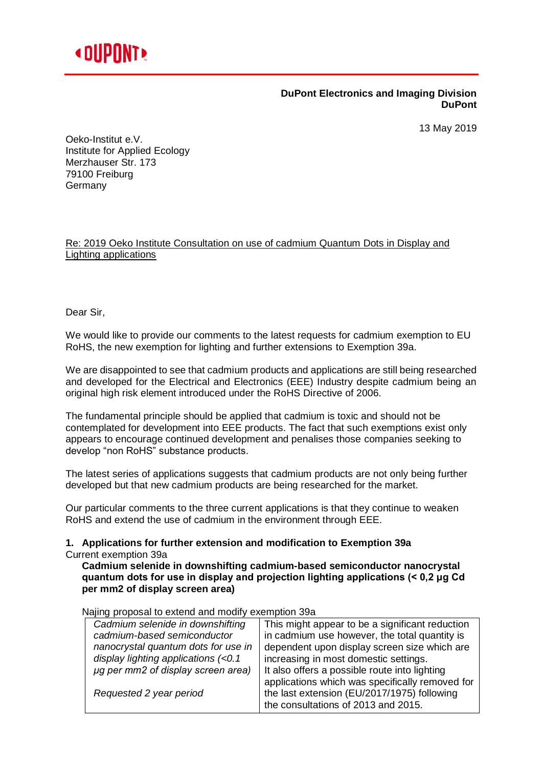**DuPont Electronics and Imaging Division**
**DuPont**

13 May 2019

Oeko-Institut e.V.
Institute for Applied Ecology
Merzhauser Str. 173
79100 Freiburg
Germany

Re: 2019 Oeko Institute Consultation on use of cadmium Quantum Dots in Display and Lighting applications

Dear Sir,

We would like to provide our comments to the latest requests for cadmium exemption to EU RoHS, the new exemption for lighting and further extensions to Exemption 39a.

We are disappointed to see that cadmium products and applications are still being researched and developed for the Electrical and Electronics (EEE) Industry despite cadmium being an original high risk element introduced under the RoHS Directive of 2006.

The fundamental principle should be applied that cadmium is toxic and should not be contemplated for development into EEE products. The fact that such exemptions exist only appears to encourage continued development and penalises those companies seeking to develop "non RoHS" substance products.

The latest series of applications suggests that cadmium products are not only being further developed but that new cadmium products are being researched for the market.

Our particular comments to the three current applications is that they continue to weaken RoHS and extend the use of cadmium in the environment through EEE.

**1. Applications for further extension and modification to Exemption 39a**

Current exemption 39a

**Cadmium selenide in downshifting cadmium-based semiconductor nanocrystal quantum dots for use in display and projection lighting applications (< 0,2 µg Cd per mm2 of display screen area)**

Najing proposal to extend and modify exemption 39a

| | |
|---|---|
| *Cadmium selenide in downshifting cadmium-based semiconductor nanocrystal quantum dots for use in display lighting applications (<0.1 µg per mm2 of display screen area)*<br><br>*Requested 2 year period* | This might appear to be a significant reduction in cadmium use however, the total quantity is dependent upon display screen size which are increasing in most domestic settings.<br>It also offers a possible route into lighting applications which was specifically removed for the last extension (EU/2017/1975) following the consultations of 2013 and 2015. |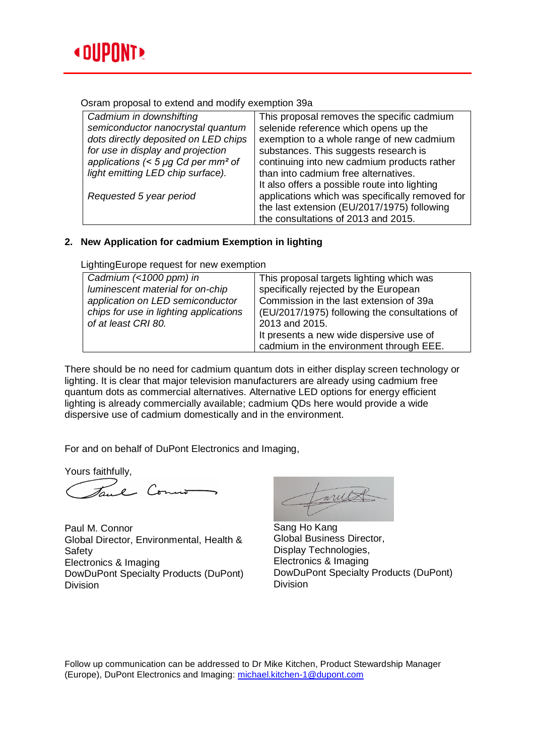Osram proposal to extend and modify exemption 39a

| | |
|---|---|
| *Cadmium in downshifting semiconductor nanocrystal quantum dots directly deposited on LED chips for use in display and projection applications (< 5 µg Cd per mm² of light emitting LED chip surface).*<br><br>*Requested 5 year period* | This proposal removes the specific cadmium selenide reference which opens up the exemption to a whole range of new cadmium substances. This suggests research is continuing into new cadmium products rather than into cadmium free alternatives.<br>It also offers a possible route into lighting applications which was specifically removed for the last extension (EU/2017/1975) following the consultations of 2013 and 2015. |

**2. New Application for cadmium Exemption in lighting**

LightingEurope request for new exemption

| | |
|---|---|
| *Cadmium (<1000 ppm) in luminescent material for on-chip application on LED semiconductor chips for use in lighting applications of at least CRI 80.* | This proposal targets lighting which was specifically rejected by the European Commission in the last extension of 39a (EU/2017/1975) following the consultations of 2013 and 2015.<br>It presents a new wide dispersive use of cadmium in the environment through EEE. |

There should be no need for cadmium quantum dots in either display screen technology or lighting. It is clear that major television manufacturers are already using cadmium free quantum dots as commercial alternatives. Alternative LED options for energy efficient lighting is already commercially available; cadmium QDs here would provide a wide dispersive use of cadmium domestically and in the environment.

For and on behalf of DuPont Electronics and Imaging,

Yours faithfully,

Paul M. Connor
Global Director, Environmental, Health & Safety
Electronics & Imaging
DowDuPont Specialty Products (DuPont) Division

Sang Ho Kang
Global Business Director,
Display Technologies,
Electronics & Imaging
DowDuPont Specialty Products (DuPont) Division

Follow up communication can be addressed to Dr Mike Kitchen, Product Stewardship Manager (Europe), DuPont Electronics and Imaging: michael.kitchen-1@dupont.com